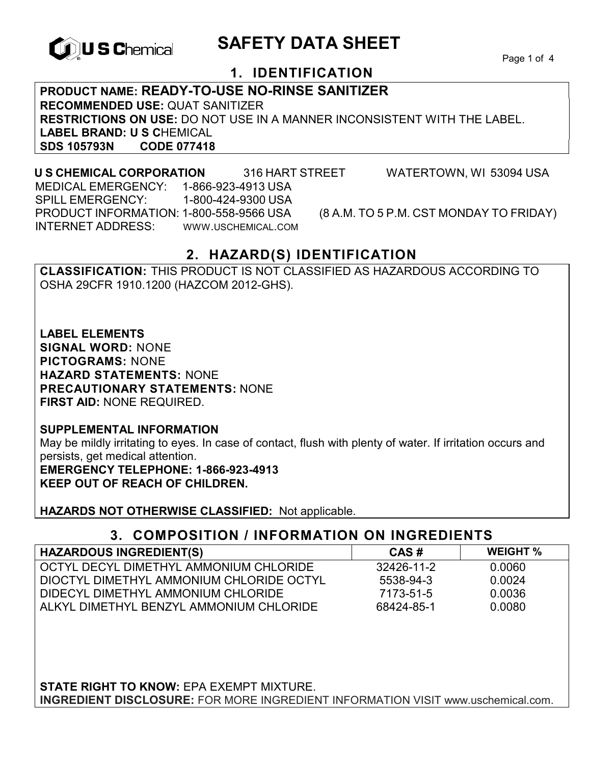# SAFETY DATA SHEET

## 1. IDENTIFICATION

**PRODUCT NAME: READY-TO-USE NO-RINSE SANITIZER**
**RECOMMENDED USE:** QUAT SANITIZER
**RESTRICTIONS ON USE:** DO NOT USE IN A MANNER INCONSISTENT WITH THE LABEL.
**LABEL BRAND: U S C**HEMICAL
**SDS 105793N CODE 077418**

**U S CHEMICAL CORPORATION** 316 HART STREET WATERTOWN, WI 53094 USA
MEDICAL EMERGENCY: 1-866-923-4913 USA
SPILL EMERGENCY: 1-800-424-9300 USA
PRODUCT INFORMATION: 1-800-558-9566 USA (8 A.M. TO 5 P.M. CST MONDAY TO FRIDAY)
INTERNET ADDRESS: WWW.USCHEMICAL.COM

## 2. HAZARD(S) IDENTIFICATION

**CLASSIFICATION:** THIS PRODUCT IS NOT CLASSIFIED AS HAZARDOUS ACCORDING TO OSHA 29CFR 1910.1200 (HAZCOM 2012-GHS).

**LABEL ELEMENTS**
**SIGNAL WORD:** NONE
**PICTOGRAMS:** NONE
**HAZARD STATEMENTS:** NONE
**PRECAUTIONARY STATEMENTS:** NONE
**FIRST AID:** NONE REQUIRED.

**SUPPLEMENTAL INFORMATION**
May be mildly irritating to eyes. In case of contact, flush with plenty of water. If irritation occurs and persists, get medical attention.
**EMERGENCY TELEPHONE: 1-866-923-4913**
**KEEP OUT OF REACH OF CHILDREN.**

**HAZARDS NOT OTHERWISE CLASSIFIED:** Not applicable.

## 3. COMPOSITION / INFORMATION ON INGREDIENTS

| HAZARDOUS INGREDIENT(S) | CAS # | WEIGHT % |
|---|---|---|
| OCTYL DECYL DIMETHYL AMMONIUM CHLORIDE | 32426-11-2 | 0.0060 |
| DIOCTYL DIMETHYL AMMONIUM CHLORIDE OCTYL | 5538-94-3 | 0.0024 |
| DIDECYL DIMETHYL AMMONIUM CHLORIDE | 7173-51-5 | 0.0036 |
| ALKYL DIMETHYL BENZYL AMMONIUM CHLORIDE | 68424-85-1 | 0.0080 |

**STATE RIGHT TO KNOW:** EPA EXEMPT MIXTURE.
**INGREDIENT DISCLOSURE:** FOR MORE INGREDIENT INFORMATION VISIT www.uschemical.com.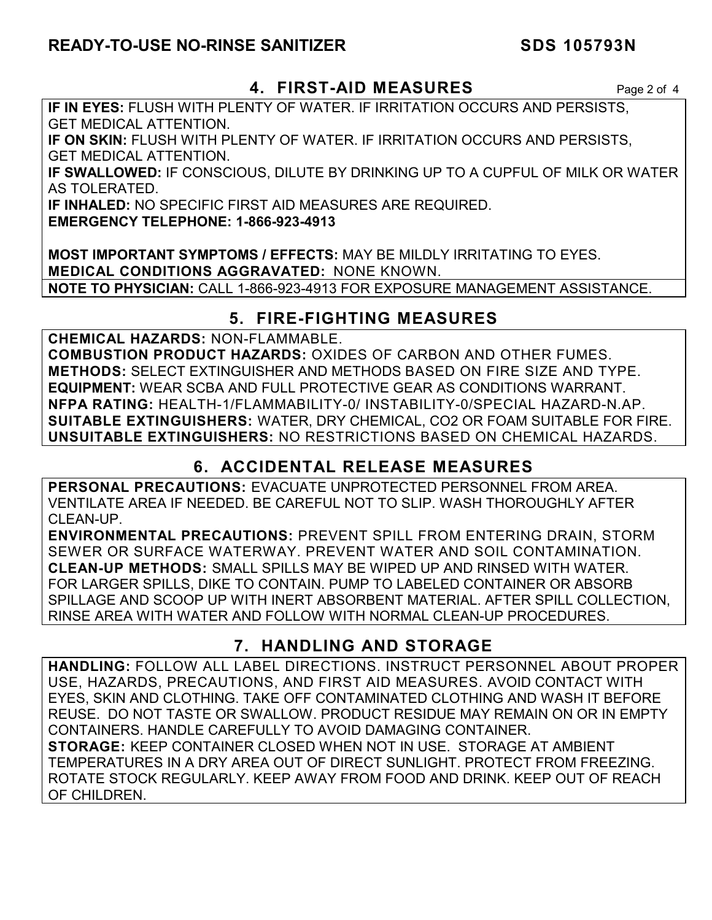## 4. FIRST-AID MEASURES

**IF IN EYES:** FLUSH WITH PLENTY OF WATER. IF IRRITATION OCCURS AND PERSISTS, GET MEDICAL ATTENTION.
**IF ON SKIN:** FLUSH WITH PLENTY OF WATER. IF IRRITATION OCCURS AND PERSISTS, GET MEDICAL ATTENTION.
**IF SWALLOWED:** IF CONSCIOUS, DILUTE BY DRINKING UP TO A CUPFUL OF MILK OR WATER AS TOLERATED.
**IF INHALED:** NO SPECIFIC FIRST AID MEASURES ARE REQUIRED.
**EMERGENCY TELEPHONE: 1-866-923-4913**

**MOST IMPORTANT SYMPTOMS / EFFECTS:** MAY BE MILDLY IRRITATING TO EYES.
**MEDICAL CONDITIONS AGGRAVATED:** NONE KNOWN.
**NOTE TO PHYSICIAN:** CALL 1-866-923-4913 FOR EXPOSURE MANAGEMENT ASSISTANCE.

## 5. FIRE-FIGHTING MEASURES

**CHEMICAL HAZARDS:** NON-FLAMMABLE.
**COMBUSTION PRODUCT HAZARDS:** OXIDES OF CARBON AND OTHER FUMES.
**METHODS:** SELECT EXTINGUISHER AND METHODS BASED ON FIRE SIZE AND TYPE.
**EQUIPMENT:** WEAR SCBA AND FULL PROTECTIVE GEAR AS CONDITIONS WARRANT.
**NFPA RATING:** HEALTH-1/FLAMMABILITY-0/ INSTABILITY-0/SPECIAL HAZARD-N.AP.
**SUITABLE EXTINGUISHERS:** WATER, DRY CHEMICAL, $CO_2$ OR FOAM SUITABLE FOR FIRE.
**UNSUITABLE EXTINGUISHERS:** NO RESTRICTIONS BASED ON CHEMICAL HAZARDS.

## 6. ACCIDENTAL RELEASE MEASURES

**PERSONAL PRECAUTIONS:** EVACUATE UNPROTECTED PERSONNEL FROM AREA. VENTILATE AREA IF NEEDED. BE CAREFUL NOT TO SLIP. WASH THOROUGHLY AFTER CLEAN-UP.
**ENVIRONMENTAL PRECAUTIONS:** PREVENT SPILL FROM ENTERING DRAIN, STORM SEWER OR SURFACE WATERWAY. PREVENT WATER AND SOIL CONTAMINATION.
**CLEAN-UP METHODS:** SMALL SPILLS MAY BE WIPED UP AND RINSED WITH WATER. FOR LARGER SPILLS, DIKE TO CONTAIN. PUMP TO LABELED CONTAINER OR ABSORB SPILLAGE AND SCOOP UP WITH INERT ABSORBENT MATERIAL. AFTER SPILL COLLECTION, RINSE AREA WITH WATER AND FOLLOW WITH NORMAL CLEAN-UP PROCEDURES.

## 7. HANDLING AND STORAGE

**HANDLING:** FOLLOW ALL LABEL DIRECTIONS. INSTRUCT PERSONNEL ABOUT PROPER USE, HAZARDS, PRECAUTIONS, AND FIRST AID MEASURES. AVOID CONTACT WITH EYES, SKIN AND CLOTHING. TAKE OFF CONTAMINATED CLOTHING AND WASH IT BEFORE REUSE. DO NOT TASTE OR SWALLOW. PRODUCT RESIDUE MAY REMAIN ON OR IN EMPTY CONTAINERS. HANDLE CAREFULLY TO AVOID DAMAGING CONTAINER.
**STORAGE:** KEEP CONTAINER CLOSED WHEN NOT IN USE. STORAGE AT AMBIENT TEMPERATURES IN A DRY AREA OUT OF DIRECT SUNLIGHT. PROTECT FROM FREEZING. ROTATE STOCK REGULARLY. KEEP AWAY FROM FOOD AND DRINK. KEEP OUT OF REACH OF CHILDREN.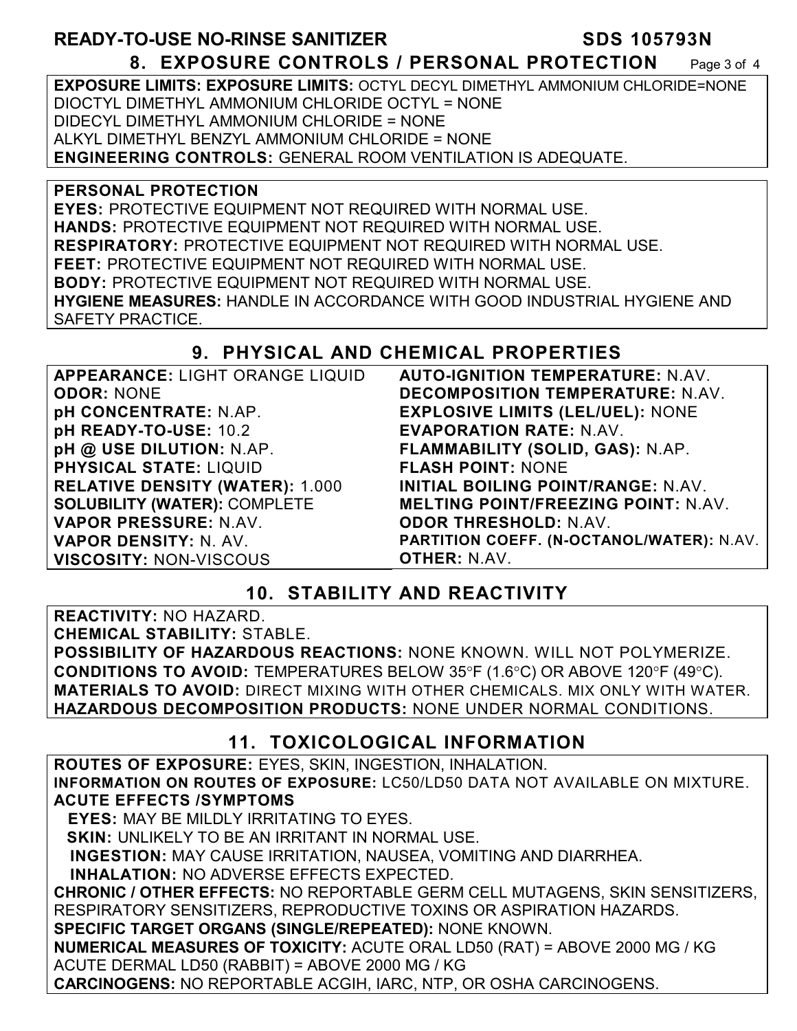## 8. EXPOSURE CONTROLS / PERSONAL PROTECTION

**EXPOSURE LIMITS: EXPOSURE LIMITS:** OCTYL DECYL DIMETHYL AMMONIUM CHLORIDE=NONE
DIOCTYL DIMETHYL AMMONIUM CHLORIDE OCTYL = NONE
DIDECYL DIMETHYL AMMONIUM CHLORIDE = NONE
ALKYL DIMETHYL BENZYL AMMONIUM CHLORIDE = NONE
**ENGINEERING CONTROLS:** GENERAL ROOM VENTILATION IS ADEQUATE.

**PERSONAL PROTECTION**
**EYES:** PROTECTIVE EQUIPMENT NOT REQUIRED WITH NORMAL USE.
**HANDS:** PROTECTIVE EQUIPMENT NOT REQUIRED WITH NORMAL USE.
**RESPIRATORY:** PROTECTIVE EQUIPMENT NOT REQUIRED WITH NORMAL USE.
**FEET:** PROTECTIVE EQUIPMENT NOT REQUIRED WITH NORMAL USE.
**BODY:** PROTECTIVE EQUIPMENT NOT REQUIRED WITH NORMAL USE.
**HYGIENE MEASURES:** HANDLE IN ACCORDANCE WITH GOOD INDUSTRIAL HYGIENE AND SAFETY PRACTICE.

## 9. PHYSICAL AND CHEMICAL PROPERTIES

**APPEARANCE:** LIGHT ORANGE LIQUID
**ODOR:** NONE
**pH CONCENTRATE:** N.AP.
**pH READY-TO-USE:** 10.2
**pH @ USE DILUTION:** N.AP.
**PHYSICAL STATE:** LIQUID
**RELATIVE DENSITY (WATER):** 1.000
**SOLUBILITY (WATER):** COMPLETE
**VAPOR PRESSURE:** N.AV.
**VAPOR DENSITY:** N. AV.
**VISCOSITY:** NON-VISCOUS
**AUTO-IGNITION TEMPERATURE:** N.AV.
**DECOMPOSITION TEMPERATURE:** N.AV.
**EXPLOSIVE LIMITS (LEL/UEL):** NONE
**EVAPORATION RATE:** N.AV.
**FLAMMABILITY (SOLID, GAS):** N.AP.
**FLASH POINT:** NONE
**INITIAL BOILING POINT/RANGE:** N.AV.
**MELTING POINT/FREEZING POINT:** N.AV.
**ODOR THRESHOLD:** N.AV.
**PARTITION COEFF. (N-OCTANOL/WATER):** N.AV.
**OTHER:** N.AV.

## 10. STABILITY AND REACTIVITY

**REACTIVITY:** NO HAZARD.
**CHEMICAL STABILITY:** STABLE.
**POSSIBILITY OF HAZARDOUS REACTIONS:** NONE KNOWN. WILL NOT POLYMERIZE.
**CONDITIONS TO AVOID:** TEMPERATURES BELOW 35°F (1.6°C) OR ABOVE 120°F (49°C).
**MATERIALS TO AVOID:** DIRECT MIXING WITH OTHER CHEMICALS. MIX ONLY WITH WATER.
**HAZARDOUS DECOMPOSITION PRODUCTS:** NONE UNDER NORMAL CONDITIONS.

## 11. TOXICOLOGICAL INFORMATION

**ROUTES OF EXPOSURE:** EYES, SKIN, INGESTION, INHALATION.
**INFORMATION ON ROUTES OF EXPOSURE:** LC50/LD50 DATA NOT AVAILABLE ON MIXTURE.
**ACUTE EFFECTS /SYMPTOMS**
**EYES:** MAY BE MILDLY IRRITATING TO EYES.
**SKIN:** UNLIKELY TO BE AN IRRITANT IN NORMAL USE.
**INGESTION:** MAY CAUSE IRRITATION, NAUSEA, VOMITING AND DIARRHEA.
**INHALATION:** NO ADVERSE EFFECTS EXPECTED.
**CHRONIC / OTHER EFFECTS:** NO REPORTABLE GERM CELL MUTAGENS, SKIN SENSITIZERS, RESPIRATORY SENSITIZERS, REPRODUCTIVE TOXINS OR ASPIRATION HAZARDS.
**SPECIFIC TARGET ORGANS (SINGLE/REPEATED):** NONE KNOWN.
**NUMERICAL MEASURES OF TOXICITY:** ACUTE ORAL LD50 (RAT) = ABOVE 2000 MG / KG
ACUTE DERMAL LD50 (RABBIT) = ABOVE 2000 MG / KG
**CARCINOGENS:** NO REPORTABLE ACGIH, IARC, NTP, OR OSHA CARCINOGENS.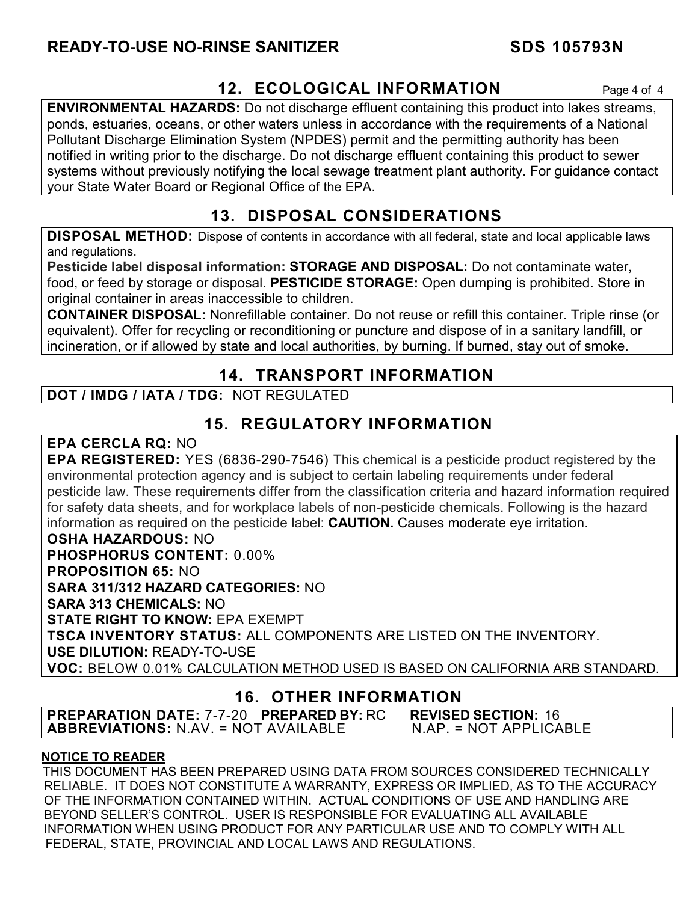## 12. ECOLOGICAL INFORMATION

**ENVIRONMENTAL HAZARDS:** Do not discharge effluent containing this product into lakes streams, ponds, estuaries, oceans, or other waters unless in accordance with the requirements of a National Pollutant Discharge Elimination System (NPDES) permit and the permitting authority has been notified in writing prior to the discharge. Do not discharge effluent containing this product to sewer systems without previously notifying the local sewage treatment plant authority. For guidance contact your State Water Board or Regional Office of the EPA.

## 13. DISPOSAL CONSIDERATIONS

**DISPOSAL METHOD:** Dispose of contents in accordance with all federal, state and local applicable laws and regulations.

**Pesticide label disposal information: STORAGE AND DISPOSAL:** Do not contaminate water, food, or feed by storage or disposal. **PESTICIDE STORAGE:** Open dumping is prohibited. Store in original container in areas inaccessible to children.

**CONTAINER DISPOSAL:** Nonrefillable container. Do not reuse or refill this container. Triple rinse (or equivalent). Offer for recycling or reconditioning or puncture and dispose of in a sanitary landfill, or incineration, or if allowed by state and local authorities, by burning. If burned, stay out of smoke.

## 14. TRANSPORT INFORMATION

**DOT / IMDG / IATA / TDG:** NOT REGULATED

## 15. REGULATORY INFORMATION

**EPA CERCLA RQ:** NO

**EPA REGISTERED:** YES (6836-290-7546) This chemical is a pesticide product registered by the environmental protection agency and is subject to certain labeling requirements under federal pesticide law. These requirements differ from the classification criteria and hazard information required for safety data sheets, and for workplace labels of non-pesticide chemicals. Following is the hazard information as required on the pesticide label: **CAUTION.** Causes moderate eye irritation.

**OSHA HAZARDOUS:** NO

**PHOSPHORUS CONTENT:** 0.00%

**PROPOSITION 65:** NO

**SARA 311/312 HAZARD CATEGORIES:** NO

**SARA 313 CHEMICALS:** NO

**STATE RIGHT TO KNOW:** EPA EXEMPT

**TSCA INVENTORY STATUS:** ALL COMPONENTS ARE LISTED ON THE INVENTORY.

**USE DILUTION:** READY-TO-USE

**VOC:** BELOW 0.01% CALCULATION METHOD USED IS BASED ON CALIFORNIA ARB STANDARD.

## 16. OTHER INFORMATION

**PREPARATION DATE:** 7-7-20 **PREPARED BY:** RC **REVISED SECTION:** 16

**ABBREVIATIONS:** N.AV. = NOT AVAILABLE N.AP. = NOT APPLICABLE

**NOTICE TO READER**

THIS DOCUMENT HAS BEEN PREPARED USING DATA FROM SOURCES CONSIDERED TECHNICALLY RELIABLE. IT DOES NOT CONSTITUTE A WARRANTY, EXPRESS OR IMPLIED, AS TO THE ACCURACY OF THE INFORMATION CONTAINED WITHIN. ACTUAL CONDITIONS OF USE AND HANDLING ARE BEYOND SELLER'S CONTROL. USER IS RESPONSIBLE FOR EVALUATING ALL AVAILABLE INFORMATION WHEN USING PRODUCT FOR ANY PARTICULAR USE AND TO COMPLY WITH ALL FEDERAL, STATE, PROVINCIAL AND LOCAL LAWS AND REGULATIONS.